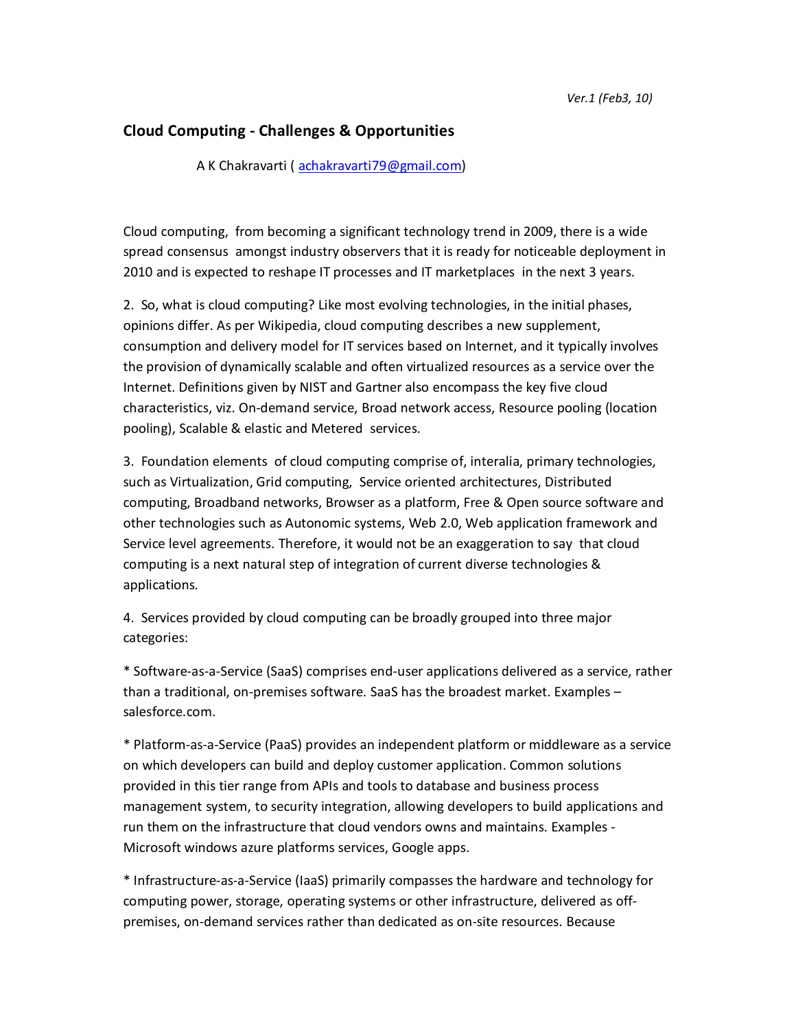*Ver.1 (Feb3, 10)*

# Cloud Computing - Challenges & Opportunities

A K Chakravarti ( achakravarti79@gmail.com)

Cloud computing, from becoming a significant technology trend in 2009, there is a wide spread consensus amongst industry observers that it is ready for noticeable deployment in 2010 and is expected to reshape IT processes and IT marketplaces in the next 3 years.

2. So, what is cloud computing? Like most evolving technologies, in the initial phases, opinions differ. As per Wikipedia, cloud computing describes a new supplement, consumption and delivery model for IT services based on Internet, and it typically involves the provision of dynamically scalable and often virtualized resources as a service over the Internet. Definitions given by NIST and Gartner also encompass the key five cloud characteristics, viz. On-demand service, Broad network access, Resource pooling (location pooling), Scalable & elastic and Metered services.

3. Foundation elements of cloud computing comprise of, interalia, primary technologies, such as Virtualization, Grid computing, Service oriented architectures, Distributed computing, Broadband networks, Browser as a platform, Free & Open source software and other technologies such as Autonomic systems, Web 2.0, Web application framework and Service level agreements. Therefore, it would not be an exaggeration to say that cloud computing is a next natural step of integration of current diverse technologies & applications.

4. Services provided by cloud computing can be broadly grouped into three major categories:

* Software-as-a-Service (SaaS) comprises end-user applications delivered as a service, rather than a traditional, on-premises software. SaaS has the broadest market. Examples – salesforce.com.

* Platform-as-a-Service (PaaS) provides an independent platform or middleware as a service on which developers can build and deploy customer application. Common solutions provided in this tier range from APIs and tools to database and business process management system, to security integration, allowing developers to build applications and run them on the infrastructure that cloud vendors owns and maintains. Examples - Microsoft windows azure platforms services, Google apps.

* Infrastructure-as-a-Service (IaaS) primarily compasses the hardware and technology for computing power, storage, operating systems or other infrastructure, delivered as off-premises, on-demand services rather than dedicated as on-site resources. Because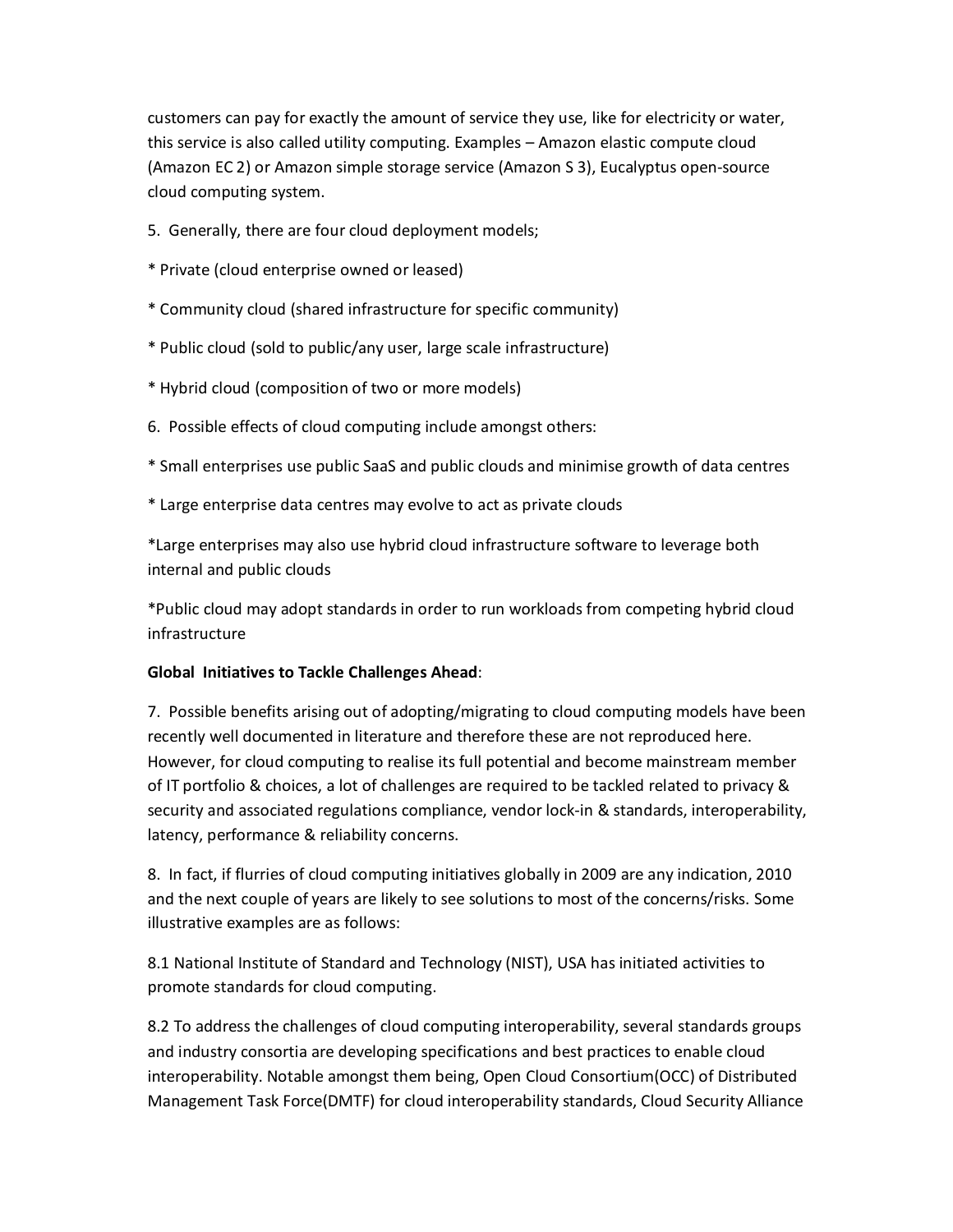customers can pay for exactly the amount of service they use, like for electricity or water, this service is also called utility computing. Examples – Amazon elastic compute cloud (Amazon EC 2) or Amazon simple storage service (Amazon S 3), Eucalyptus open-source cloud computing system.

5. Generally, there are four cloud deployment models;

* Private (cloud enterprise owned or leased)

* Community cloud (shared infrastructure for specific community)

* Public cloud (sold to public/any user, large scale infrastructure)

* Hybrid cloud (composition of two or more models)

6. Possible effects of cloud computing include amongst others:

* Small enterprises use public SaaS and public clouds and minimise growth of data centres

* Large enterprise data centres may evolve to act as private clouds

*Large enterprises may also use hybrid cloud infrastructure software to leverage both internal and public clouds

*Public cloud may adopt standards in order to run workloads from competing hybrid cloud infrastructure

**Global Initiatives to Tackle Challenges Ahead**:

7. Possible benefits arising out of adopting/migrating to cloud computing models have been recently well documented in literature and therefore these are not reproduced here. However, for cloud computing to realise its full potential and become mainstream member of IT portfolio & choices, a lot of challenges are required to be tackled related to privacy & security and associated regulations compliance, vendor lock-in & standards, interoperability, latency, performance & reliability concerns.

8. In fact, if flurries of cloud computing initiatives globally in 2009 are any indication, 2010 and the next couple of years are likely to see solutions to most of the concerns/risks. Some illustrative examples are as follows:

8.1 National Institute of Standard and Technology (NIST), USA has initiated activities to promote standards for cloud computing.

8.2 To address the challenges of cloud computing interoperability, several standards groups and industry consortia are developing specifications and best practices to enable cloud interoperability. Notable amongst them being, Open Cloud Consortium(OCC) of Distributed Management Task Force(DMTF) for cloud interoperability standards, Cloud Security Alliance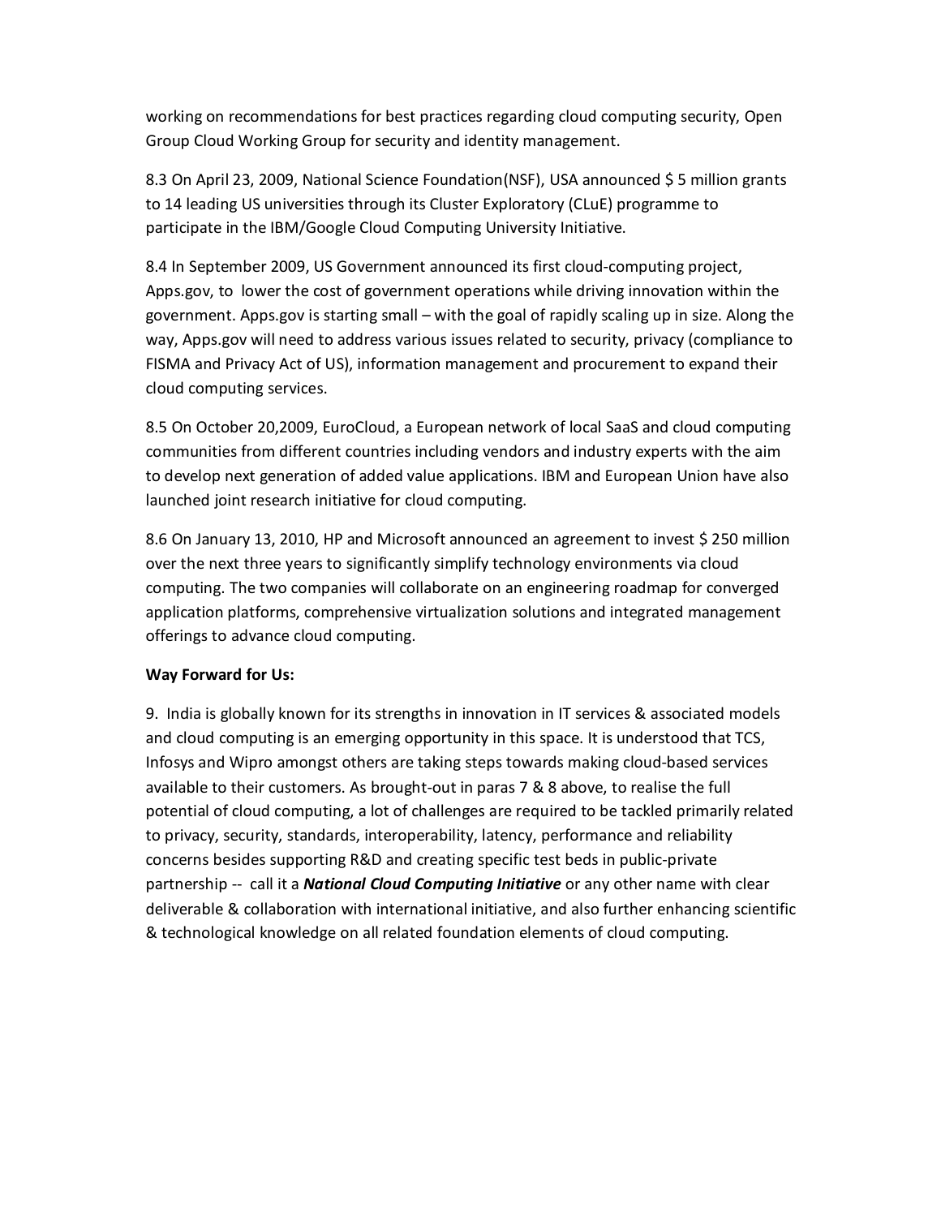working on recommendations for best practices regarding cloud computing security, Open Group Cloud Working Group for security and identity management.

8.3 On April 23, 2009, National Science Foundation(NSF), USA announced $ 5 million grants to 14 leading US universities through its Cluster Exploratory (CLuE) programme to participate in the IBM/Google Cloud Computing University Initiative.

8.4 In September 2009, US Government announced its first cloud-computing project, Apps.gov, to lower the cost of government operations while driving innovation within the government. Apps.gov is starting small – with the goal of rapidly scaling up in size. Along the way, Apps.gov will need to address various issues related to security, privacy (compliance to FISMA and Privacy Act of US), information management and procurement to expand their cloud computing services.

8.5 On October 20,2009, EuroCloud, a European network of local SaaS and cloud computing communities from different countries including vendors and industry experts with the aim to develop next generation of added value applications. IBM and European Union have also launched joint research initiative for cloud computing.

8.6 On January 13, 2010, HP and Microsoft announced an agreement to invest $ 250 million over the next three years to significantly simplify technology environments via cloud computing. The two companies will collaborate on an engineering roadmap for converged application platforms, comprehensive virtualization solutions and integrated management offerings to advance cloud computing.

**Way Forward for Us:**

9. India is globally known for its strengths in innovation in IT services & associated models and cloud computing is an emerging opportunity in this space. It is understood that TCS, Infosys and Wipro amongst others are taking steps towards making cloud-based services available to their customers. As brought-out in paras 7 & 8 above, to realise the full potential of cloud computing, a lot of challenges are required to be tackled primarily related to privacy, security, standards, interoperability, latency, performance and reliability concerns besides supporting R&D and creating specific test beds in public-private partnership -- call it a ***National Cloud Computing Initiative*** or any other name with clear deliverable & collaboration with international initiative, and also further enhancing scientific & technological knowledge on all related foundation elements of cloud computing.